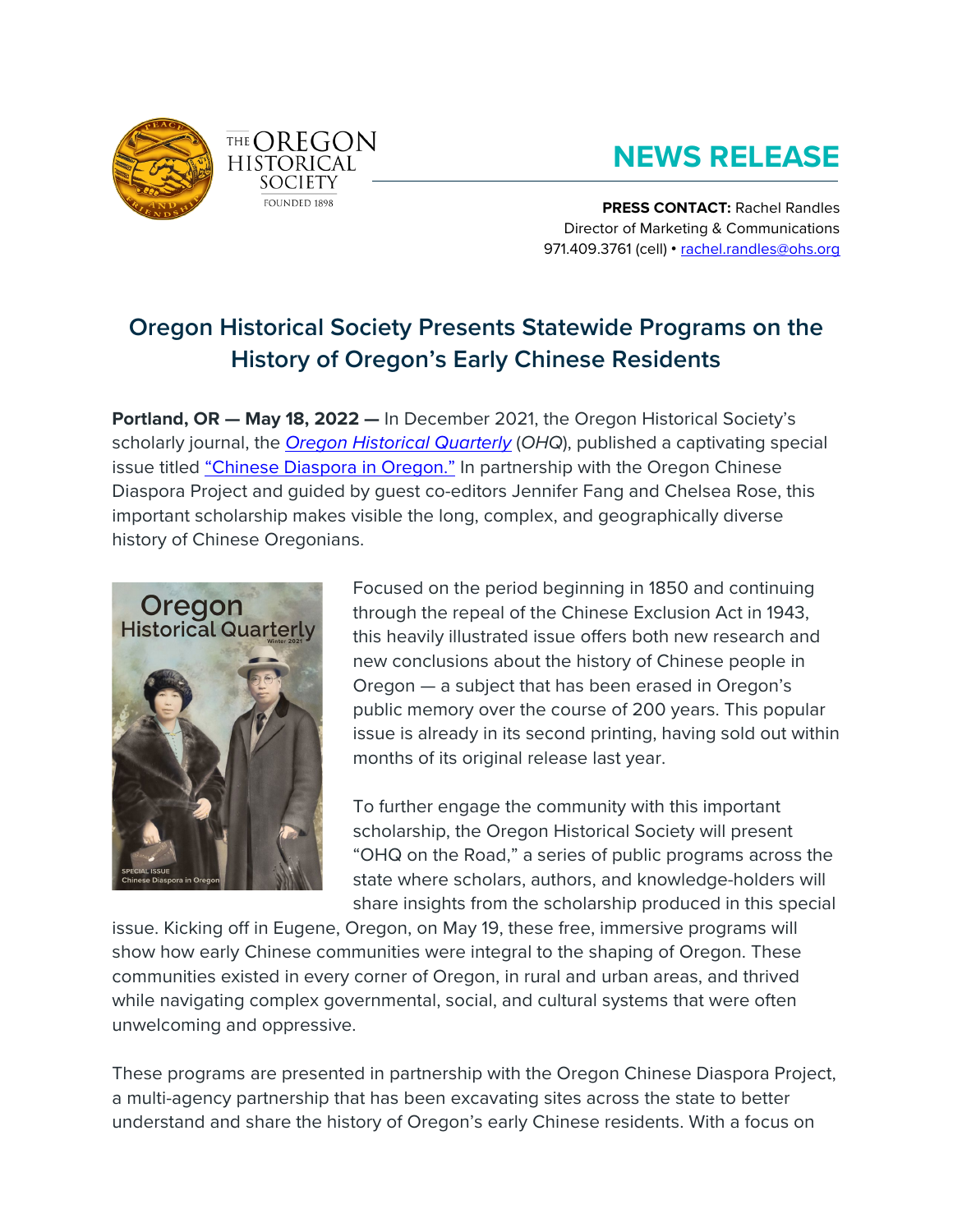# NEWS RELEASE

**PRESS CONTACT:** Rachel Randles
Director of Marketing & Communications
971.409.3761 (cell) • rachel.randles@ohs.org

## Oregon Historical Society Presents Statewide Programs on the History of Oregon's Early Chinese Residents

**Portland, OR — May 18, 2022 —** In December 2021, the Oregon Historical Society's scholarly journal, the *Oregon Historical Quarterly* (*OHQ*), published a captivating special issue titled "Chinese Diaspora in Oregon." In partnership with the Oregon Chinese Diaspora Project and guided by guest co-editors Jennifer Fang and Chelsea Rose, this important scholarship makes visible the long, complex, and geographically diverse history of Chinese Oregonians.

Focused on the period beginning in 1850 and continuing through the repeal of the Chinese Exclusion Act in 1943, this heavily illustrated issue offers both new research and new conclusions about the history of Chinese people in Oregon — a subject that has been erased in Oregon's public memory over the course of 200 years. This popular issue is already in its second printing, having sold out within months of its original release last year.

To further engage the community with this important scholarship, the Oregon Historical Society will present "OHQ on the Road," a series of public programs across the state where scholars, authors, and knowledge-holders will share insights from the scholarship produced in this special issue. Kicking off in Eugene, Oregon, on May 19, these free, immersive programs will show how early Chinese communities were integral to the shaping of Oregon. These communities existed in every corner of Oregon, in rural and urban areas, and thrived while navigating complex governmental, social, and cultural systems that were often unwelcoming and oppressive.

These programs are presented in partnership with the Oregon Chinese Diaspora Project, a multi-agency partnership that has been excavating sites across the state to better understand and share the history of Oregon's early Chinese residents. With a focus on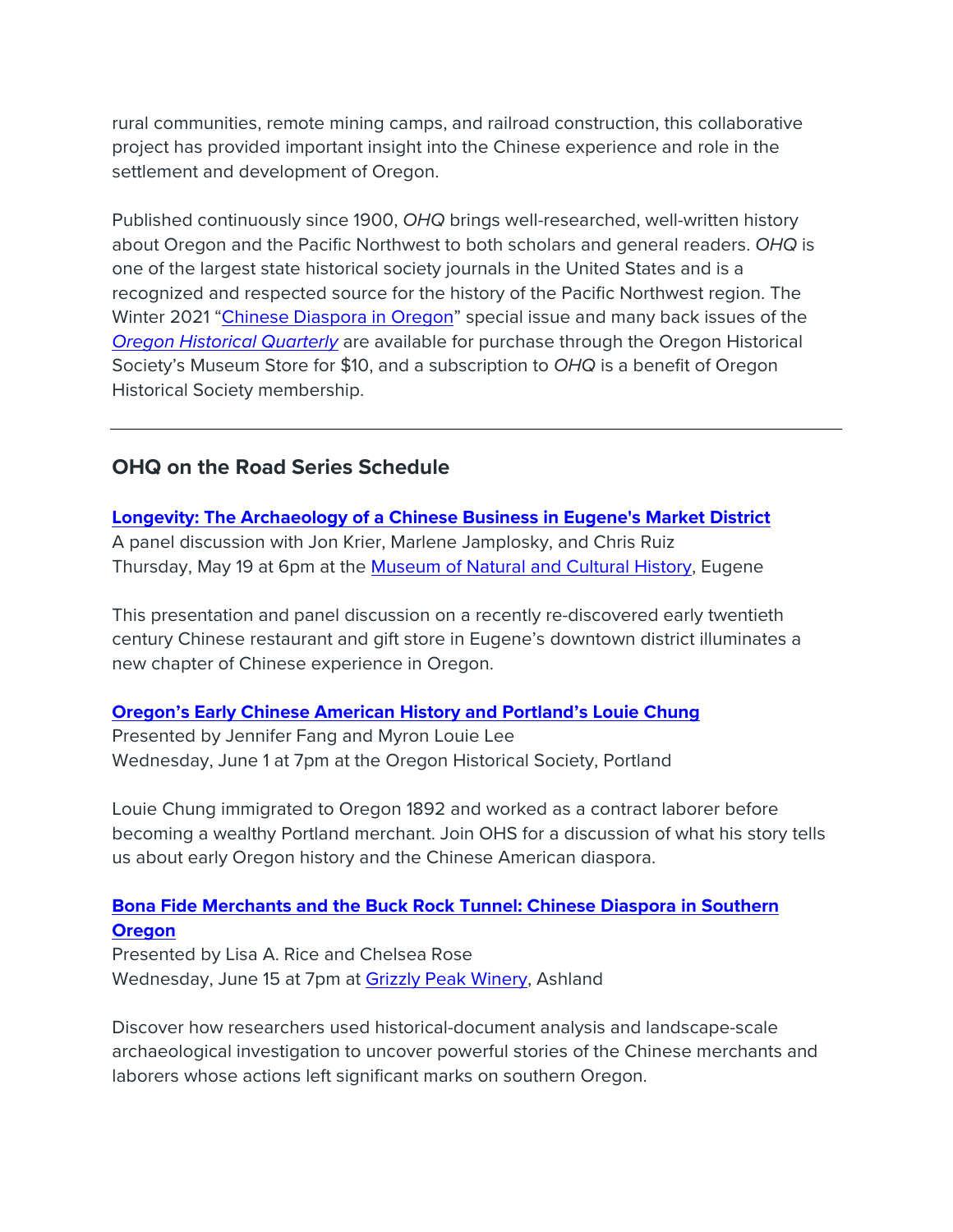rural communities, remote mining camps, and railroad construction, this collaborative project has provided important insight into the Chinese experience and role in the settlement and development of Oregon.

Published continuously since 1900, *OHQ* brings well-researched, well-written history about Oregon and the Pacific Northwest to both scholars and general readers. *OHQ* is one of the largest state historical society journals in the United States and is a recognized and respected source for the history of the Pacific Northwest region. The Winter 2021 "Chinese Diaspora in Oregon" special issue and many back issues of the *Oregon Historical Quarterly* are available for purchase through the Oregon Historical Society's Museum Store for $10, and a subscription to *OHQ* is a benefit of Oregon Historical Society membership.

---

## OHQ on the Road Series Schedule

**Longevity: The Archaeology of a Chinese Business in Eugene's Market District**
A panel discussion with Jon Krier, Marlene Jamplosky, and Chris Ruiz
Thursday, May 19 at 6pm at the Museum of Natural and Cultural History, Eugene

This presentation and panel discussion on a recently re-discovered early twentieth century Chinese restaurant and gift store in Eugene's downtown district illuminates a new chapter of Chinese experience in Oregon.

**Oregon's Early Chinese American History and Portland's Louie Chung**
Presented by Jennifer Fang and Myron Louie Lee
Wednesday, June 1 at 7pm at the Oregon Historical Society, Portland

Louie Chung immigrated to Oregon 1892 and worked as a contract laborer before becoming a wealthy Portland merchant. Join OHS for a discussion of what his story tells us about early Oregon history and the Chinese American diaspora.

**Bona Fide Merchants and the Buck Rock Tunnel: Chinese Diaspora in Southern Oregon**
Presented by Lisa A. Rice and Chelsea Rose
Wednesday, June 15 at 7pm at Grizzly Peak Winery, Ashland

Discover how researchers used historical-document analysis and landscape-scale archaeological investigation to uncover powerful stories of the Chinese merchants and laborers whose actions left significant marks on southern Oregon.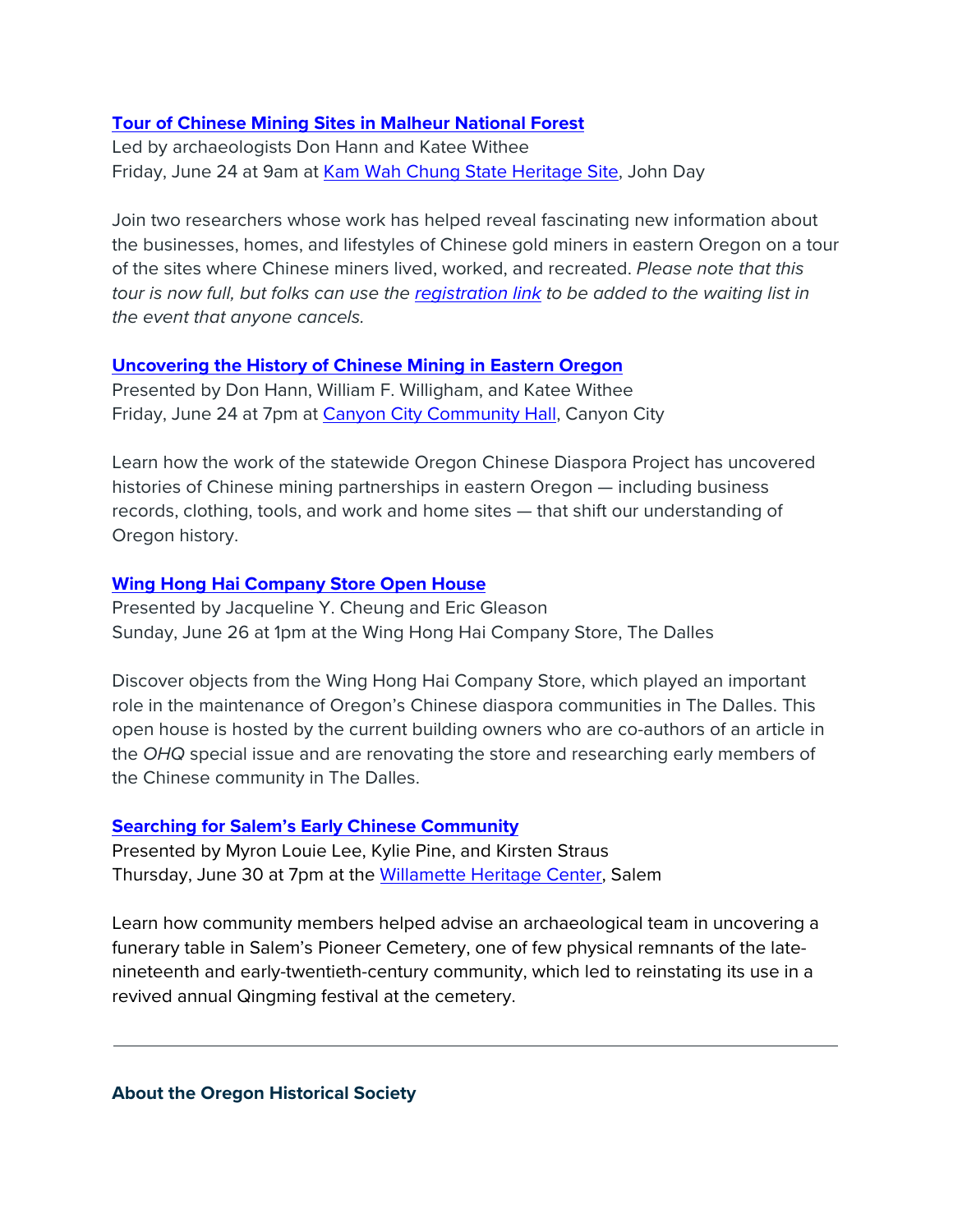**[Tour of Chinese Mining Sites in Malheur National Forest]()**
Led by archaeologists Don Hann and Katee Withee
Friday, June 24 at 9am at [Kam Wah Chung State Heritage Site](), John Day

Join two researchers whose work has helped reveal fascinating new information about the businesses, homes, and lifestyles of Chinese gold miners in eastern Oregon on a tour of the sites where Chinese miners lived, worked, and recreated. *Please note that this tour is now full, but folks can use the [registration link]() to be added to the waiting list in the event that anyone cancels.*

**[Uncovering the History of Chinese Mining in Eastern Oregon]()**
Presented by Don Hann, William F. Willigham, and Katee Withee
Friday, June 24 at 7pm at [Canyon City Community Hall](), Canyon City

Learn how the work of the statewide Oregon Chinese Diaspora Project has uncovered histories of Chinese mining partnerships in eastern Oregon — including business records, clothing, tools, and work and home sites — that shift our understanding of Oregon history.

**[Wing Hong Hai Company Store Open House]()**
Presented by Jacqueline Y. Cheung and Eric Gleason
Sunday, June 26 at 1pm at the Wing Hong Hai Company Store, The Dalles

Discover objects from the Wing Hong Hai Company Store, which played an important role in the maintenance of Oregon's Chinese diaspora communities in The Dalles. This open house is hosted by the current building owners who are co-authors of an article in the *OHQ* special issue and are renovating the store and researching early members of the Chinese community in The Dalles.

**[Searching for Salem's Early Chinese Community]()**
Presented by Myron Louie Lee, Kylie Pine, and Kirsten Straus
Thursday, June 30 at 7pm at the [Willamette Heritage Center](), Salem

Learn how community members helped advise an archaeological team in uncovering a funerary table in Salem's Pioneer Cemetery, one of few physical remnants of the late-nineteenth and early-twentieth-century community, which led to reinstating its use in a revived annual Qingming festival at the cemetery.

---

**About the Oregon Historical Society**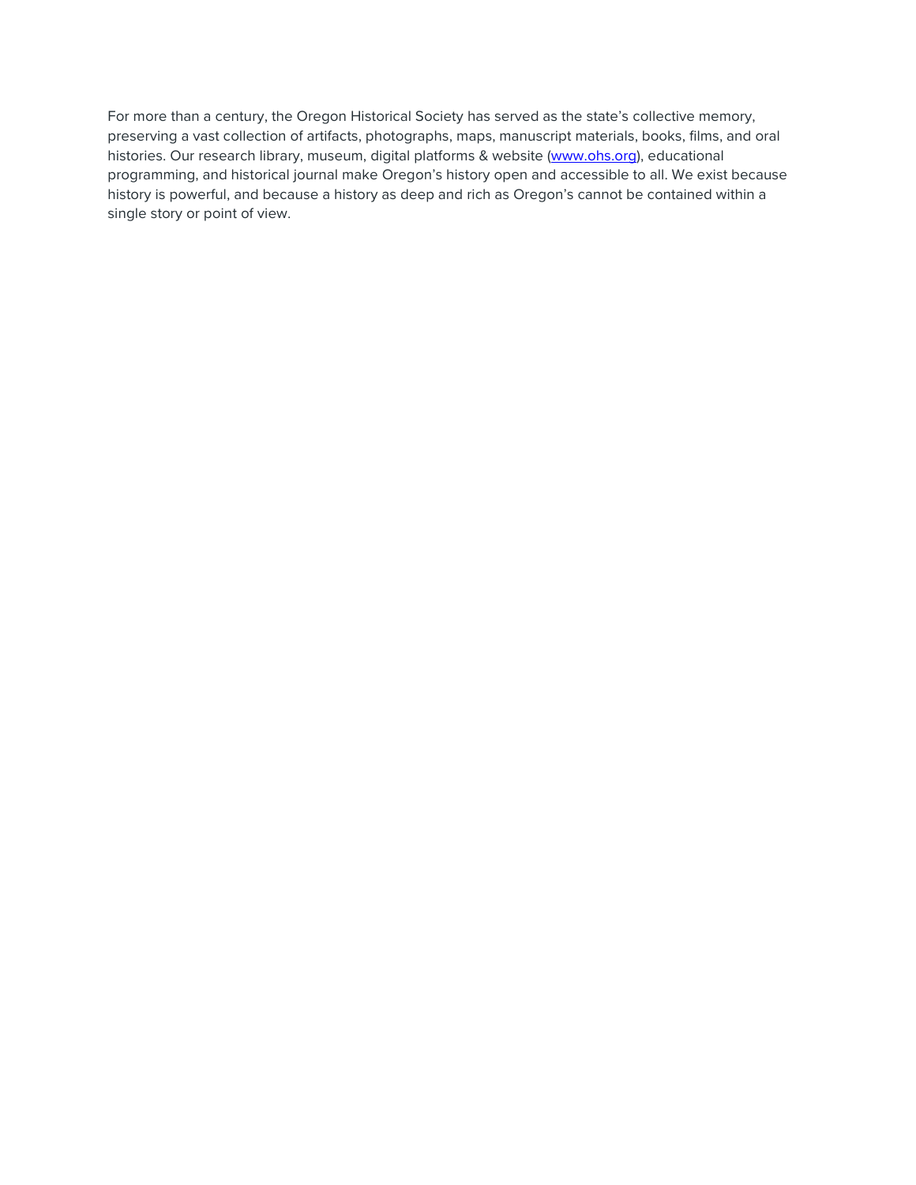For more than a century, the Oregon Historical Society has served as the state's collective memory, preserving a vast collection of artifacts, photographs, maps, manuscript materials, books, films, and oral histories. Our research library, museum, digital platforms & website ([www.ohs.org](http://www.ohs.org)), educational programming, and historical journal make Oregon's history open and accessible to all. We exist because history is powerful, and because a history as deep and rich as Oregon's cannot be contained within a single story or point of view.